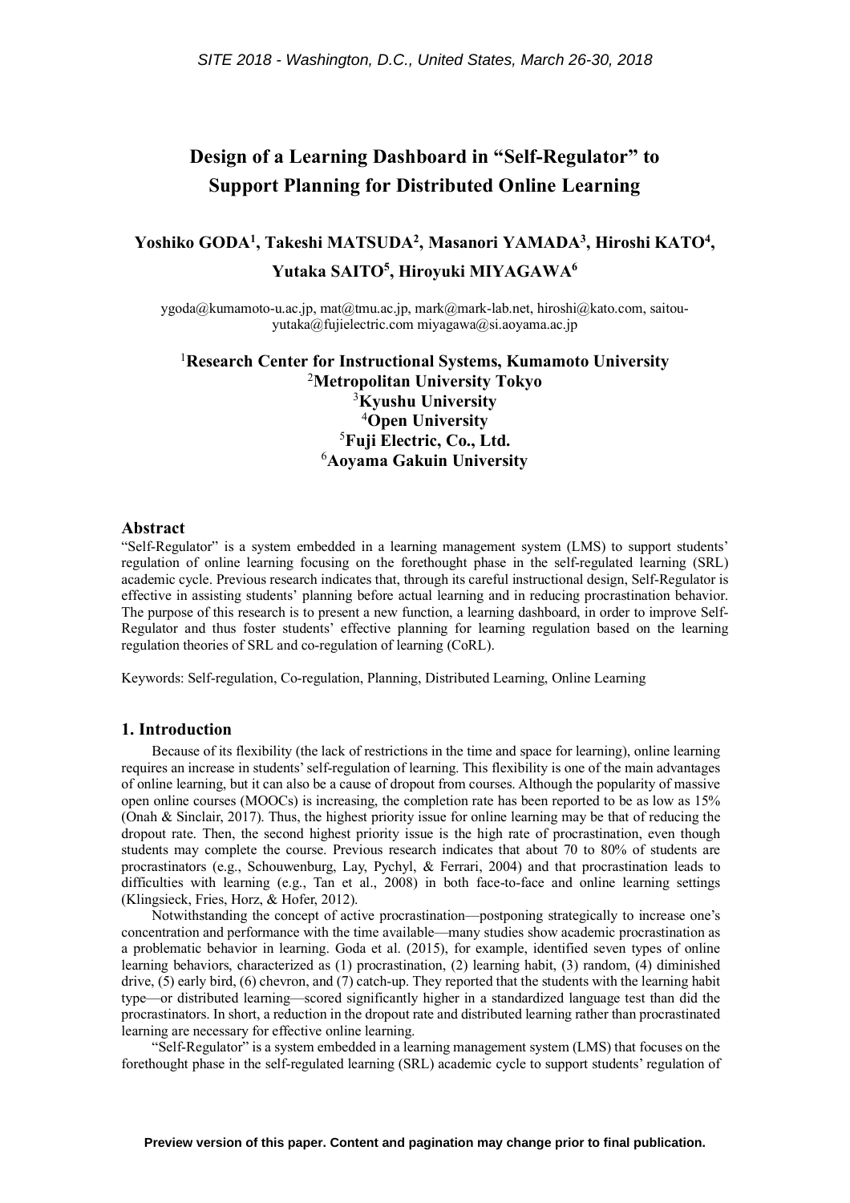# Design of a Learning Dashboard in "Self-Regulator" to Support Planning for Distributed Online Learning

**Yoshiko GODA[1], Takeshi MATSUDA[2], Masanori YAMADA[3], Hiroshi KATO[4], Yutaka SAITO[5], Hiroyuki MIYAGAWA[6]**

ygoda@kumamoto-u.ac.jp, mat@tmu.ac.jp, mark@mark-lab.net, hiroshi@kato.com, saitou-yutaka@fujielectric.com miyagawa@si.aoyama.ac.jp

[1]**Research Center for Instructional Systems, Kumamoto University**
[2]**Metropolitan University Tokyo**
[3]**Kyushu University**
[4]**Open University**
[5]**Fuji Electric, Co., Ltd.**
[6]**Aoyama Gakuin University**

## Abstract

"Self-Regulator" is a system embedded in a learning management system (LMS) to support students' regulation of online learning focusing on the forethought phase in the self-regulated learning (SRL) academic cycle. Previous research indicates that, through its careful instructional design, Self-Regulator is effective in assisting students' planning before actual learning and in reducing procrastination behavior. The purpose of this research is to present a new function, a learning dashboard, in order to improve Self-Regulator and thus foster students' effective planning for learning regulation based on the learning regulation theories of SRL and co-regulation of learning (CoRL).

Keywords: Self-regulation, Co-regulation, Planning, Distributed Learning, Online Learning

## 1. Introduction

Because of its flexibility (the lack of restrictions in the time and space for learning), online learning requires an increase in students' self-regulation of learning. This flexibility is one of the main advantages of online learning, but it can also be a cause of dropout from courses. Although the popularity of massive open online courses (MOOCs) is increasing, the completion rate has been reported to be as low as 15% (Onah & Sinclair, 2017). Thus, the highest priority issue for online learning may be that of reducing the dropout rate. Then, the second highest priority issue is the high rate of procrastination, even though students may complete the course. Previous research indicates that about 70 to 80% of students are procrastinators (e.g., Schouwenburg, Lay, Pychyl, & Ferrari, 2004) and that procrastination leads to difficulties with learning (e.g., Tan et al., 2008) in both face-to-face and online learning settings (Klingsieck, Fries, Horz, & Hofer, 2012).

Notwithstanding the concept of active procrastination—postponing strategically to increase one's concentration and performance with the time available—many studies show academic procrastination as a problematic behavior in learning. Goda et al. (2015), for example, identified seven types of online learning behaviors, characterized as (1) procrastination, (2) learning habit, (3) random, (4) diminished drive, (5) early bird, (6) chevron, and (7) catch-up. They reported that the students with the learning habit type—or distributed learning—scored significantly higher in a standardized language test than did the procrastinators. In short, a reduction in the dropout rate and distributed learning rather than procrastinated learning are necessary for effective online learning.

"Self-Regulator" is a system embedded in a learning management system (LMS) that focuses on the forethought phase in the self-regulated learning (SRL) academic cycle to support students' regulation of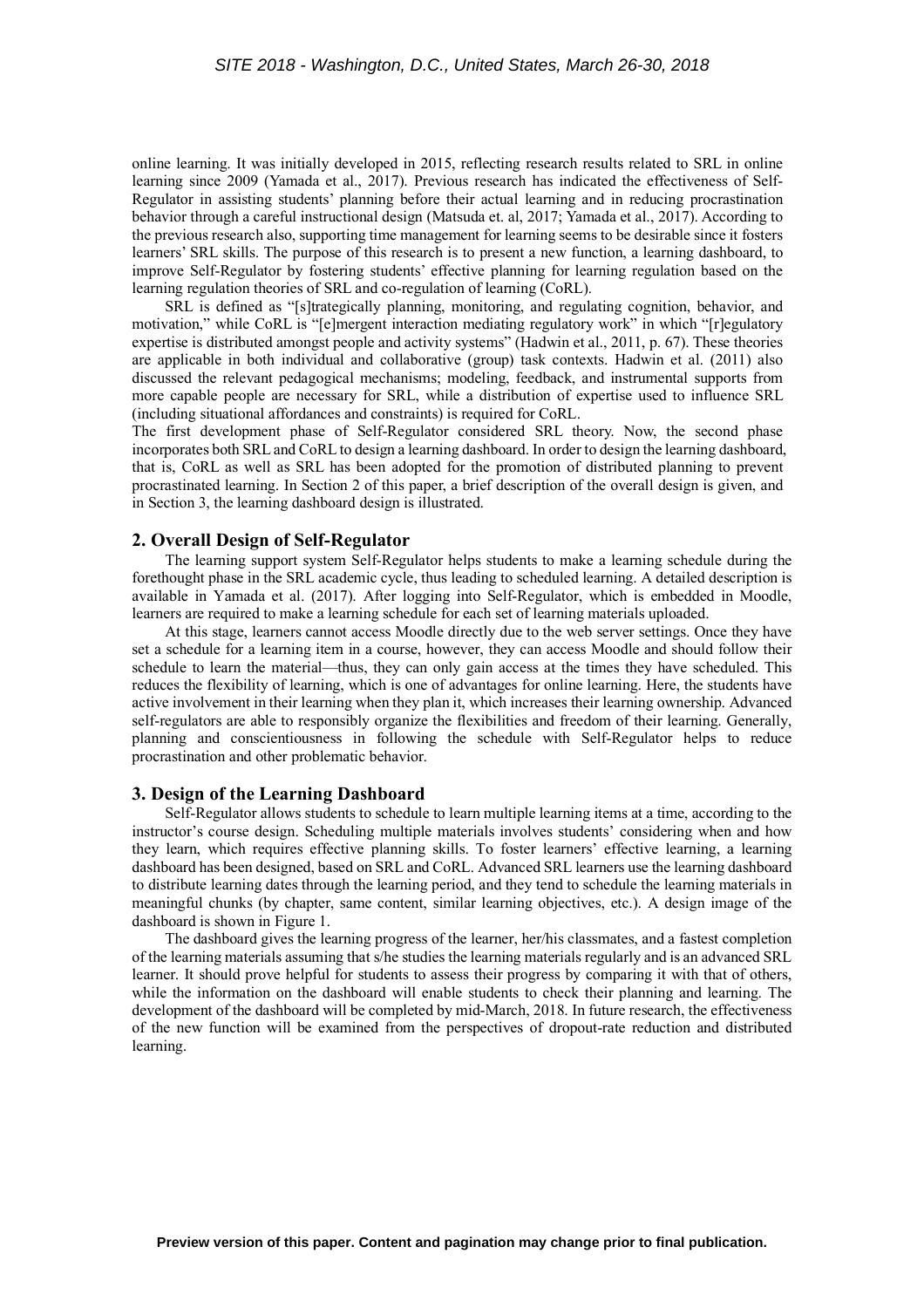online learning. It was initially developed in 2015, reflecting research results related to SRL in online learning since 2009 (Yamada et al., 2017). Previous research has indicated the effectiveness of Self-Regulator in assisting students' planning before their actual learning and in reducing procrastination behavior through a careful instructional design (Matsuda et. al, 2017; Yamada et al., 2017). According to the previous research also, supporting time management for learning seems to be desirable since it fosters learners' SRL skills. The purpose of this research is to present a new function, a learning dashboard, to improve Self-Regulator by fostering students' effective planning for learning regulation based on the learning regulation theories of SRL and co-regulation of learning (CoRL).

SRL is defined as "[s]trategically planning, monitoring, and regulating cognition, behavior, and motivation," while CoRL is "[e]mergent interaction mediating regulatory work" in which "[r]egulatory expertise is distributed amongst people and activity systems" (Hadwin et al., 2011, p. 67). These theories are applicable in both individual and collaborative (group) task contexts. Hadwin et al. (2011) also discussed the relevant pedagogical mechanisms; modeling, feedback, and instrumental supports from more capable people are necessary for SRL, while a distribution of expertise used to influence SRL (including situational affordances and constraints) is required for CoRL.

The first development phase of Self-Regulator considered SRL theory. Now, the second phase incorporates both SRL and CoRL to design a learning dashboard. In order to design the learning dashboard, that is, CoRL as well as SRL has been adopted for the promotion of distributed planning to prevent procrastinated learning. In Section 2 of this paper, a brief description of the overall design is given, and in Section 3, the learning dashboard design is illustrated.

## 2. Overall Design of Self-Regulator

The learning support system Self-Regulator helps students to make a learning schedule during the forethought phase in the SRL academic cycle, thus leading to scheduled learning. A detailed description is available in Yamada et al. (2017). After logging into Self-Regulator, which is embedded in Moodle, learners are required to make a learning schedule for each set of learning materials uploaded.

At this stage, learners cannot access Moodle directly due to the web server settings. Once they have set a schedule for a learning item in a course, however, they can access Moodle and should follow their schedule to learn the material—thus, they can only gain access at the times they have scheduled. This reduces the flexibility of learning, which is one of advantages for online learning. Here, the students have active involvement in their learning when they plan it, which increases their learning ownership. Advanced self-regulators are able to responsibly organize the flexibilities and freedom of their learning. Generally, planning and conscientiousness in following the schedule with Self-Regulator helps to reduce procrastination and other problematic behavior.

## 3. Design of the Learning Dashboard

Self-Regulator allows students to schedule to learn multiple learning items at a time, according to the instructor's course design. Scheduling multiple materials involves students' considering when and how they learn, which requires effective planning skills. To foster learners' effective learning, a learning dashboard has been designed, based on SRL and CoRL. Advanced SRL learners use the learning dashboard to distribute learning dates through the learning period, and they tend to schedule the learning materials in meaningful chunks (by chapter, same content, similar learning objectives, etc.). A design image of the dashboard is shown in Figure 1.

The dashboard gives the learning progress of the learner, her/his classmates, and a fastest completion of the learning materials assuming that s/he studies the learning materials regularly and is an advanced SRL learner. It should prove helpful for students to assess their progress by comparing it with that of others, while the information on the dashboard will enable students to check their planning and learning. The development of the dashboard will be completed by mid-March, 2018. In future research, the effectiveness of the new function will be examined from the perspectives of dropout-rate reduction and distributed learning.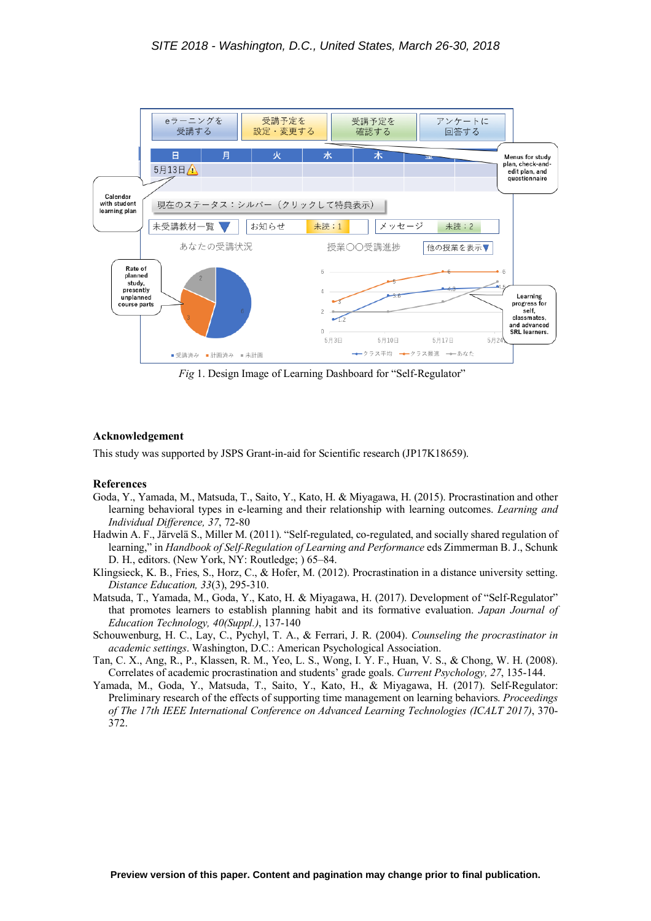eラーニングを受講する
受講予定を設定・変更する
受講予定を確認する
アンケートに回答する

Menus for study plan, check-and-edit plan, and questionnaire

日 月 火 水 木 金

5月13日

Calendar with student learning plan

現在のステータス：シルバー（クリックして特典表示）

未受講教材一覧 お知らせ 未読：1 メッセージ 未読：2

あなたの受講状況

授業〇〇受講進捗 他の授業を表示

Rate of planned study, presently unplanned course parts

2
3
6

受講済み 計画済み 未計画

6
4
2
0
5月3日 5月10日 5月17日 5月24日
3
5
6
6
1.2
3.6
4.3
4.5

クラス平均 クラス最速 あなた

Learning progress for self, classmates, and advanced SRL learners.

*Fig* 1. Design Image of Learning Dashboard for "Self-Regulator"

### Acknowledgement

This study was supported by JSPS Grant-in-aid for Scientific research (JP17K18659).

### References

Goda, Y., Yamada, M., Matsuda, T., Saito, Y., Kato, H. & Miyagawa, H. (2015). Procrastination and other learning behavioral types in e-learning and their relationship with learning outcomes. *Learning and Individual Difference, 37*, 72-80

Hadwin A. F., Järvelä S., Miller M. (2011). "Self-regulated, co-regulated, and socially shared regulation of learning," in *Handbook of Self-Regulation of Learning and Performance* eds Zimmerman B. J., Schunk D. H., editors. (New York, NY: Routledge; ) 65–84.

Klingsieck, K. B., Fries, S., Horz, C., & Hofer, M. (2012). Procrastination in a distance university setting. *Distance Education, 33*(3), 295-310.

Matsuda, T., Yamada, M., Goda, Y., Kato, H. & Miyagawa, H. (2017). Development of "Self-Regulator" that promotes learners to establish planning habit and its formative evaluation. *Japan Journal of Education Technology, 40(Suppl.)*, 137-140

Schouwenburg, H. C., Lay, C., Pychyl, T. A., & Ferrari, J. R. (2004). *Counseling the procrastinator in academic settings*. Washington, D.C.: American Psychological Association.

Tan, C. X., Ang, R., P., Klassen, R. M., Yeo, L. S., Wong, I. Y. F., Huan, V. S., & Chong, W. H. (2008). Correlates of academic procrastination and students' grade goals. *Current Psychology, 27*, 135-144.

Yamada, M., Goda, Y., Matsuda, T., Saito, Y., Kato, H., & Miyagawa, H. (2017). Self-Regulator: Preliminary research of the effects of supporting time management on learning behaviors. *Proceedings of The 17th IEEE International Conference on Advanced Learning Technologies (ICALT 2017)*, 370-372.